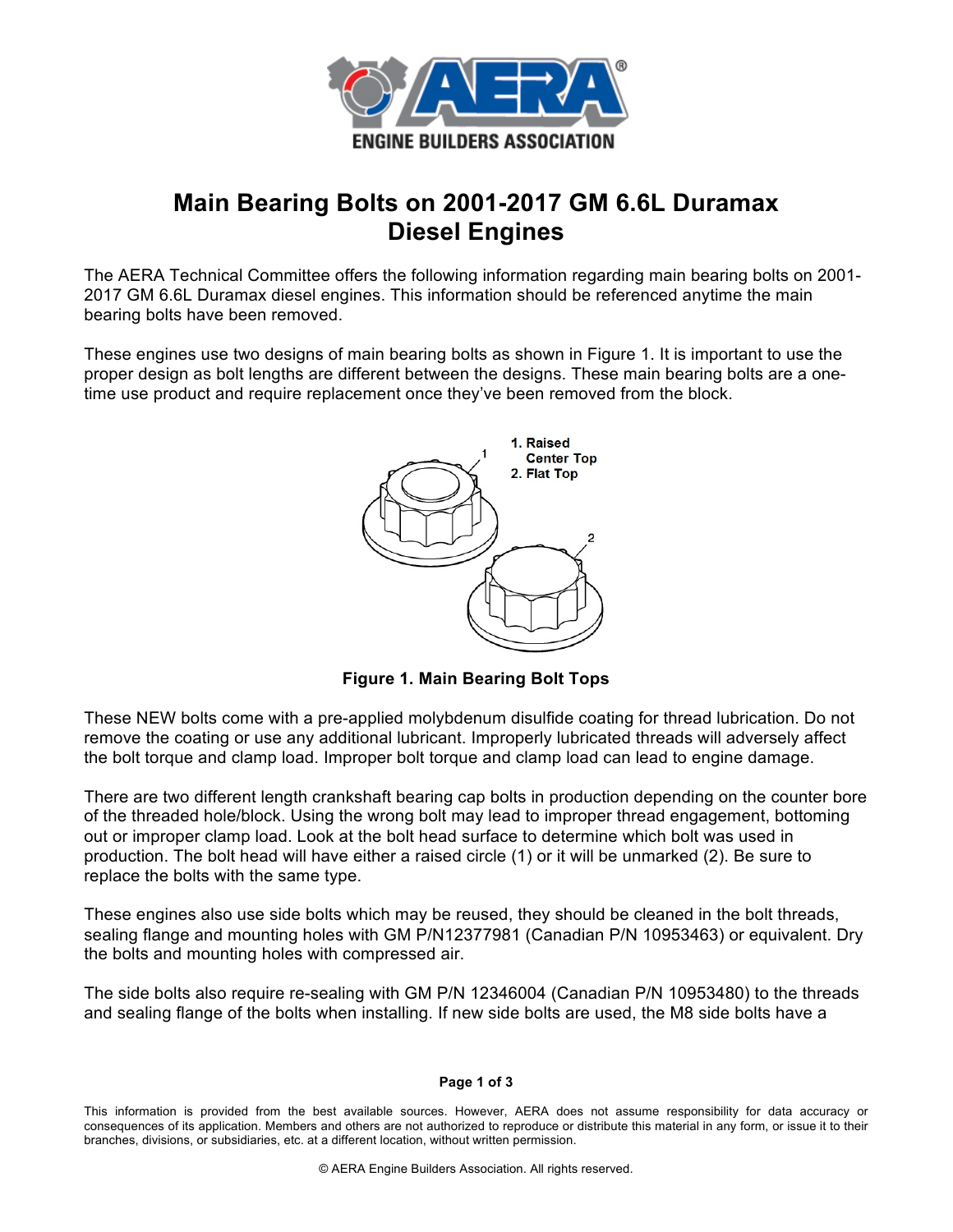# Main Bearing Bolts on 2001-2017 GM 6.6L Duramax Diesel Engines

The AERA Technical Committee offers the following information regarding main bearing bolts on 2001-2017 GM 6.6L Duramax diesel engines. This information should be referenced anytime the main bearing bolts have been removed.

These engines use two designs of main bearing bolts as shown in Figure 1. It is important to use the proper design as bolt lengths are different between the designs. These main bearing bolts are a one-time use product and require replacement once they've been removed from the block.

1. Raised Center Top
2. Flat Top

**Figure 1. Main Bearing Bolt Tops**

These NEW bolts come with a pre-applied molybdenum disulfide coating for thread lubrication. Do not remove the coating or use any additional lubricant. Improperly lubricated threads will adversely affect the bolt torque and clamp load. Improper bolt torque and clamp load can lead to engine damage.

There are two different length crankshaft bearing cap bolts in production depending on the counter bore of the threaded hole/block. Using the wrong bolt may lead to improper thread engagement, bottoming out or improper clamp load. Look at the bolt head surface to determine which bolt was used in production. The bolt head will have either a raised circle (1) or it will be unmarked (2). Be sure to replace the bolts with the same type.

These engines also use side bolts which may be reused, they should be cleaned in the bolt threads, sealing flange and mounting holes with GM P/N12377981 (Canadian P/N 10953463) or equivalent. Dry the bolts and mounting holes with compressed air.

The side bolts also require re-sealing with GM P/N 12346004 (Canadian P/N 10953480) to the threads and sealing flange of the bolts when installing. If new side bolts are used, the M8 side bolts have a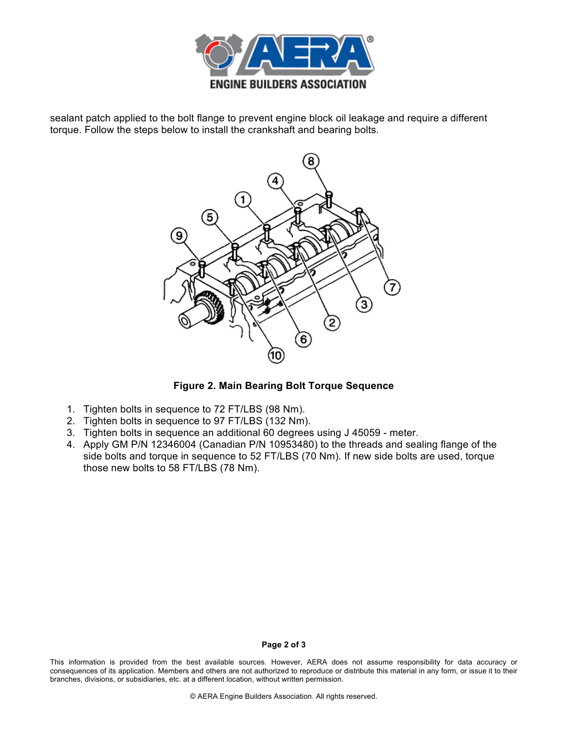sealant patch applied to the bolt flange to prevent engine block oil leakage and require a different torque. Follow the steps below to install the crankshaft and bearing bolts.

**Figure 2. Main Bearing Bolt Torque Sequence**

1. Tighten bolts in sequence to 72 FT/LBS (98 Nm).
2. Tighten bolts in sequence to 97 FT/LBS (132 Nm).
3. Tighten bolts in sequence an additional 60 degrees using J 45059 - meter.
4. Apply GM P/N 12346004 (Canadian P/N 10953480) to the threads and sealing flange of the side bolts and torque in sequence to 52 FT/LBS (70 Nm). If new side bolts are used, torque those new bolts to 58 FT/LBS (78 Nm).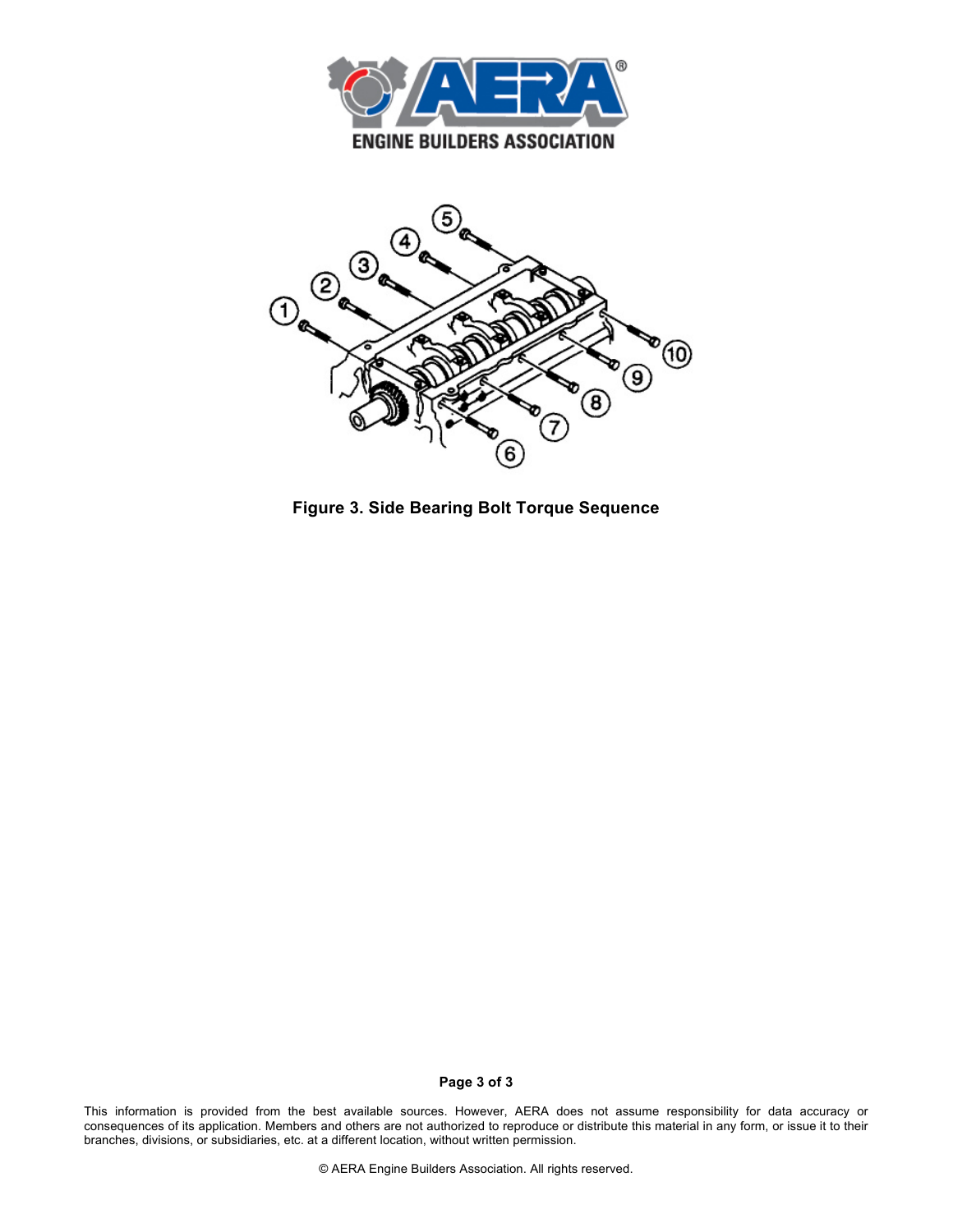Figure 3. Side Bearing Bolt Torque Sequence

This information is provided from the best available sources. However, AERA does not assume responsibility for data accuracy or consequences of its application. Members and others are not authorized to reproduce or distribute this material in any form, or issue it to their branches, divisions, or subsidiaries, etc. at a different location, without written permission.

© AERA Engine Builders Association. All rights reserved.